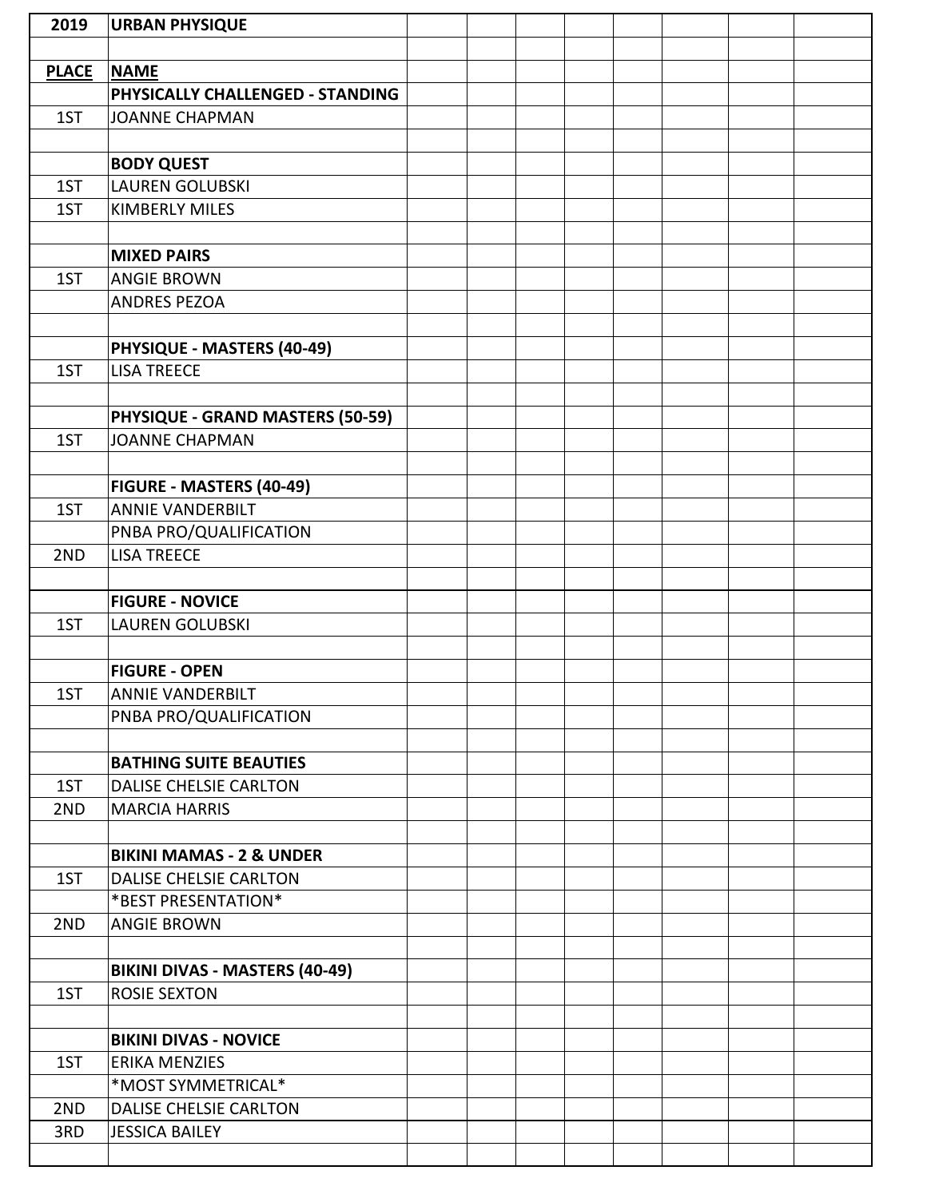| 2019 | URBAN PHYSIQUE |
|---|---|
| | |
| **PLACE** | **NAME** |
| | **PHYSICALLY CHALLENGED - STANDING** |
| 1ST | JOANNE CHAPMAN |
| | |
| | **BODY QUEST** |
| 1ST | LAUREN GOLUBSKI |
| 1ST | KIMBERLY MILES |
| | |
| | **MIXED PAIRS** |
| 1ST | ANGIE BROWN |
| | ANDRES PEZOA |
| | |
| | **PHYSIQUE - MASTERS (40-49)** |
| 1ST | LISA TREECE |
| | |
| | **PHYSIQUE - GRAND MASTERS (50-59)** |
| 1ST | JOANNE CHAPMAN |
| | |
| | **FIGURE - MASTERS (40-49)** |
| 1ST | ANNIE VANDERBILT |
| | PNBA PRO/QUALIFICATION |
| 2ND | LISA TREECE |
| | |
| | **FIGURE - NOVICE** |
| 1ST | LAUREN GOLUBSKI |
| | |
| | **FIGURE - OPEN** |
| 1ST | ANNIE VANDERBILT |
| | PNBA PRO/QUALIFICATION |
| | |
| | **BATHING SUITE BEAUTIES** |
| 1ST | DALISE CHELSIE CARLTON |
| 2ND | MARCIA HARRIS |
| | |
| | **BIKINI MAMAS - 2 & UNDER** |
| 1ST | DALISE CHELSIE CARLTON |
| | *BEST PRESENTATION* |
| 2ND | ANGIE BROWN |
| | |
| | **BIKINI DIVAS - MASTERS (40-49)** |
| 1ST | ROSIE SEXTON |
| | |
| | **BIKINI DIVAS - NOVICE** |
| 1ST | ERIKA MENZIES |
| | *MOST SYMMETRICAL* |
| 2ND | DALISE CHELSIE CARLTON |
| 3RD | JESSICA BAILEY |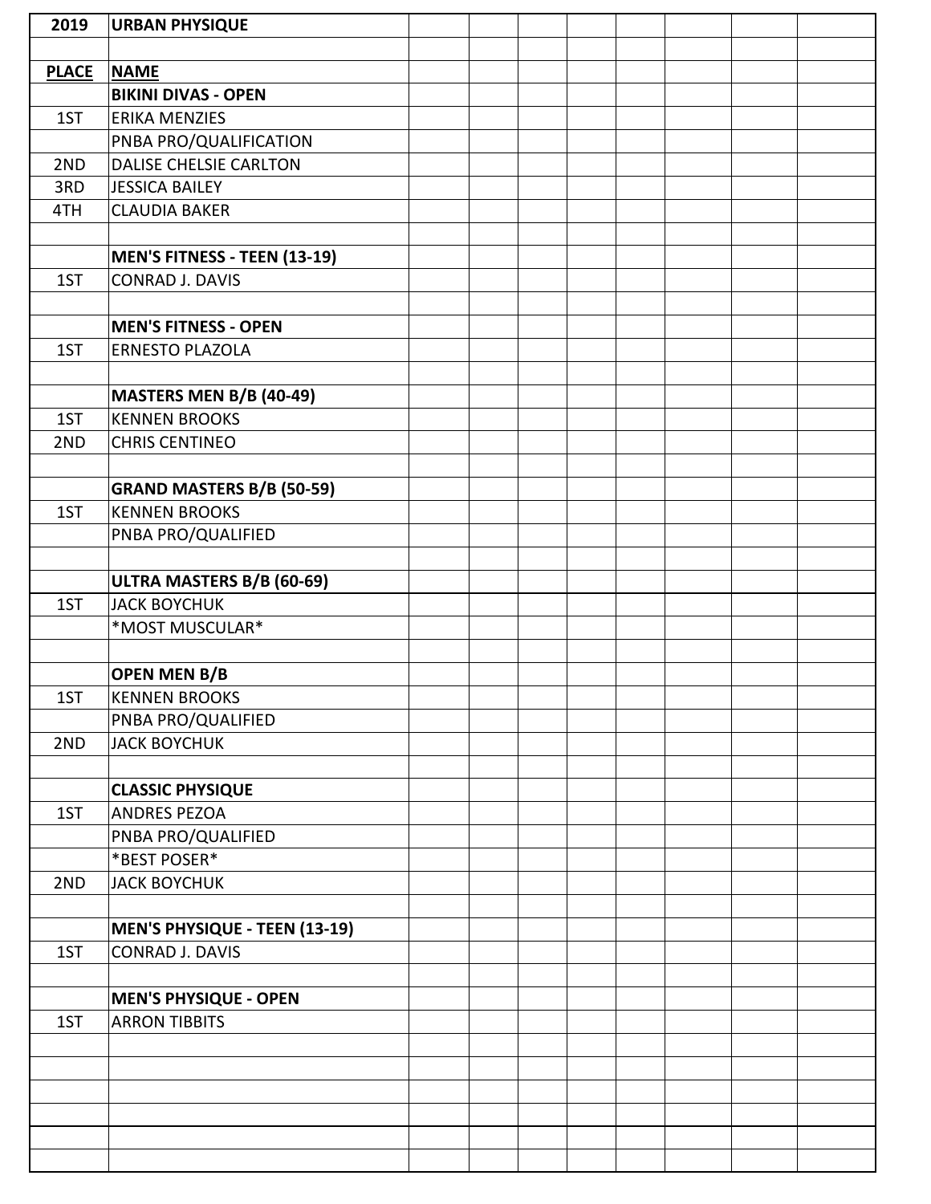| 2019 | URBAN PHYSIQUE |
|---|---|
| | |
| **PLACE** | **NAME** |
| | **BIKINI DIVAS - OPEN** |
| 1ST | ERIKA MENZIES |
| | PNBA PRO/QUALIFICATION |
| 2ND | DALISE CHELSIE CARLTON |
| 3RD | JESSICA BAILEY |
| 4TH | CLAUDIA BAKER |
| | |
| | **MEN'S FITNESS - TEEN (13-19)** |
| 1ST | CONRAD J. DAVIS |
| | |
| | **MEN'S FITNESS - OPEN** |
| 1ST | ERNESTO PLAZOLA |
| | |
| | **MASTERS MEN B/B (40-49)** |
| 1ST | KENNEN BROOKS |
| 2ND | CHRIS CENTINEO |
| | |
| | **GRAND MASTERS B/B (50-59)** |
| 1ST | KENNEN BROOKS |
| | PNBA PRO/QUALIFIED |
| | |
| | **ULTRA MASTERS B/B (60-69)** |
| 1ST | JACK BOYCHUK |
| | *MOST MUSCULAR* |
| | |
| | **OPEN MEN B/B** |
| 1ST | KENNEN BROOKS |
| | PNBA PRO/QUALIFIED |
| 2ND | JACK BOYCHUK |
| | |
| | **CLASSIC PHYSIQUE** |
| 1ST | ANDRES PEZOA |
| | PNBA PRO/QUALIFIED |
| | *BEST POSER* |
| 2ND | JACK BOYCHUK |
| | |
| | **MEN'S PHYSIQUE - TEEN (13-19)** |
| 1ST | CONRAD J. DAVIS |
| | |
| | **MEN'S PHYSIQUE - OPEN** |
| 1ST | ARRON TIBBITS |